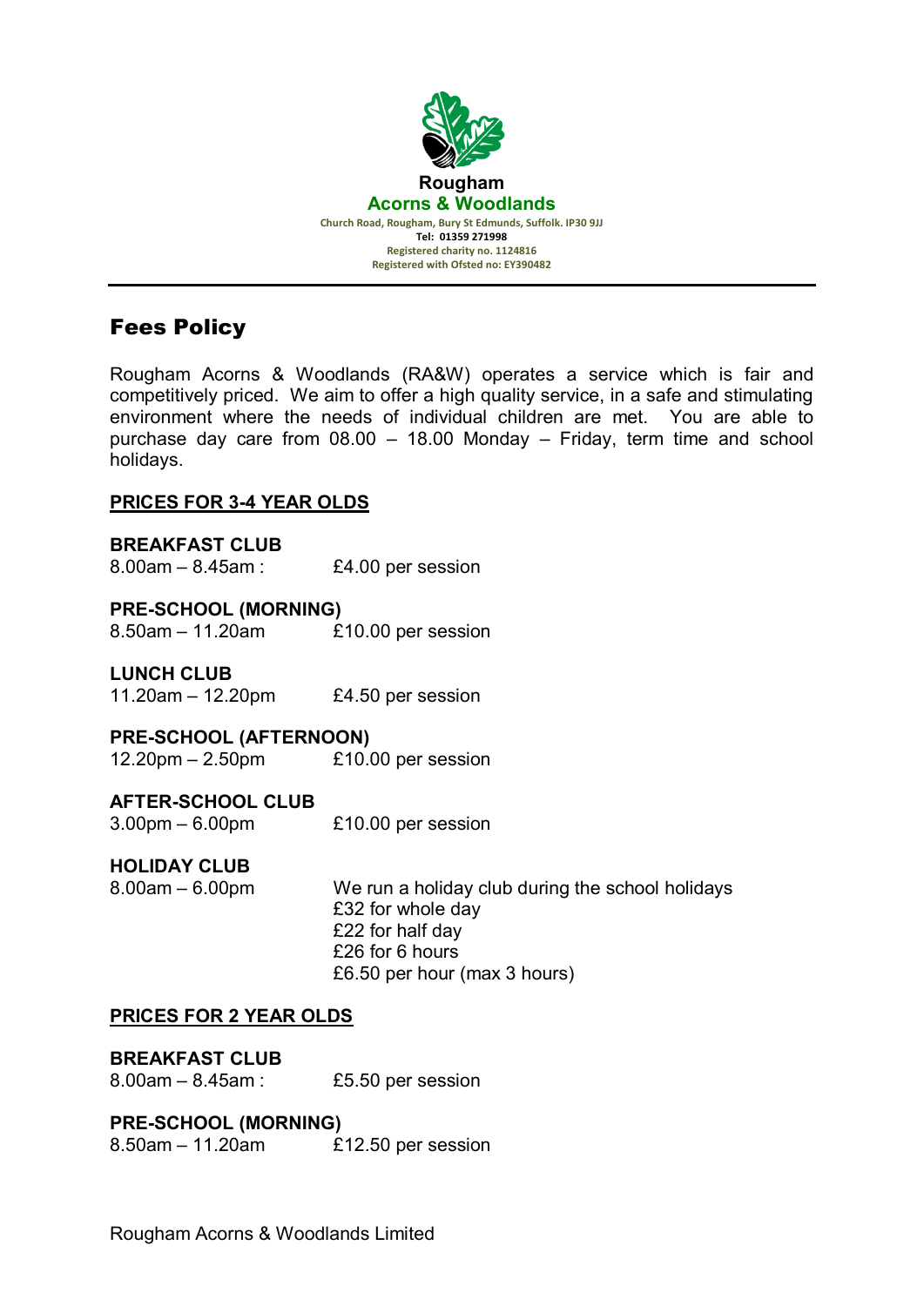**Rougham**
**Acorns & Woodlands**
Church Road, Rougham, Bury St Edmunds, Suffolk. IP30 9JJ
Tel: 01359 271998
Registered charity no. 1124816
Registered with Ofsted no: EY390482

---

# Fees Policy

Rougham Acorns & Woodlands (RA&W) operates a service which is fair and competitively priced. We aim to offer a high quality service, in a safe and stimulating environment where the needs of individual children are met. You are able to purchase day care from 08.00 – 18.00 Monday – Friday, term time and school holidays.

## PRICES FOR 3-4 YEAR OLDS

**BREAKFAST CLUB**
8.00am – 8.45am : £4.00 per session

**PRE-SCHOOL (MORNING)**
8.50am – 11.20am £10.00 per session

**LUNCH CLUB**
11.20am – 12.20pm £4.50 per session

**PRE-SCHOOL (AFTERNOON)**
12.20pm – 2.50pm £10.00 per session

**AFTER-SCHOOL CLUB**
3.00pm – 6.00pm £10.00 per session

**HOLIDAY CLUB**
8.00am – 6.00pm

We run a holiday club during the school holidays
£32 for whole day
£22 for half day
£26 for 6 hours
£6.50 per hour (max 3 hours)

## PRICES FOR 2 YEAR OLDS

**BREAKFAST CLUB**
8.00am – 8.45am : £5.50 per session

**PRE-SCHOOL (MORNING)**
8.50am – 11.20am £12.50 per session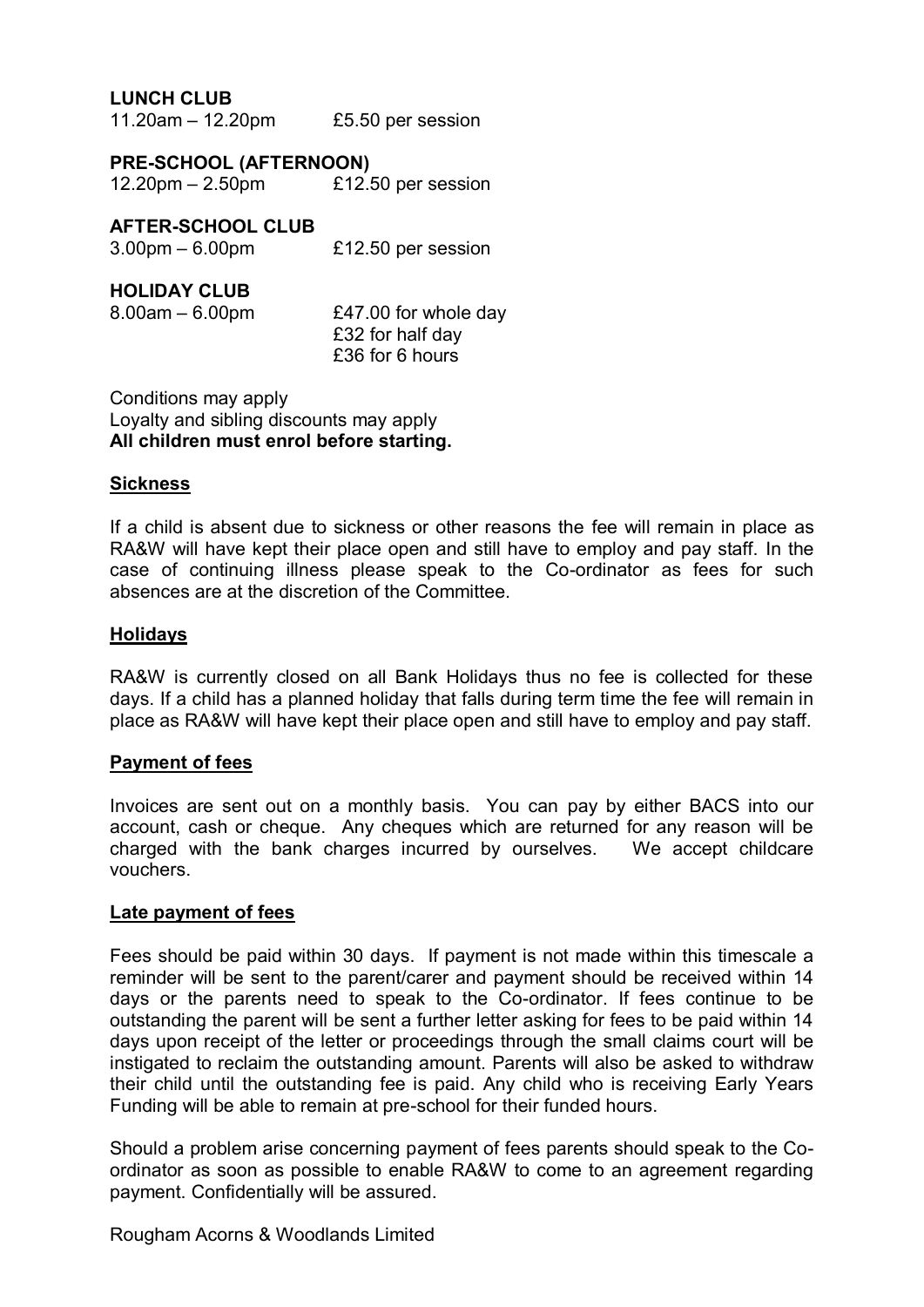**LUNCH CLUB**
11.20am – 12.20pm £5.50 per session

**PRE-SCHOOL (AFTERNOON)**
12.20pm – 2.50pm £12.50 per session

**AFTER-SCHOOL CLUB**
3.00pm – 6.00pm £12.50 per session

**HOLIDAY CLUB**
8.00am – 6.00pm £47.00 for whole day
£32 for half day
£36 for 6 hours

Conditions may apply
Loyalty and sibling discounts may apply
**All children must enrol before starting.**

## Sickness

If a child is absent due to sickness or other reasons the fee will remain in place as RA&W will have kept their place open and still have to employ and pay staff. In the case of continuing illness please speak to the Co-ordinator as fees for such absences are at the discretion of the Committee.

## Holidays

RA&W is currently closed on all Bank Holidays thus no fee is collected for these days. If a child has a planned holiday that falls during term time the fee will remain in place as RA&W will have kept their place open and still have to employ and pay staff.

## Payment of fees

Invoices are sent out on a monthly basis. You can pay by either BACS into our account, cash or cheque. Any cheques which are returned for any reason will be charged with the bank charges incurred by ourselves. We accept childcare vouchers.

## Late payment of fees

Fees should be paid within 30 days. If payment is not made within this timescale a reminder will be sent to the parent/carer and payment should be received within 14 days or the parents need to speak to the Co-ordinator. If fees continue to be outstanding the parent will be sent a further letter asking for fees to be paid within 14 days upon receipt of the letter or proceedings through the small claims court will be instigated to reclaim the outstanding amount. Parents will also be asked to withdraw their child until the outstanding fee is paid. Any child who is receiving Early Years Funding will be able to remain at pre-school for their funded hours.

Should a problem arise concerning payment of fees parents should speak to the Co-ordinator as soon as possible to enable RA&W to come to an agreement regarding payment. Confidentially will be assured.

Rougham Acorns & Woodlands Limited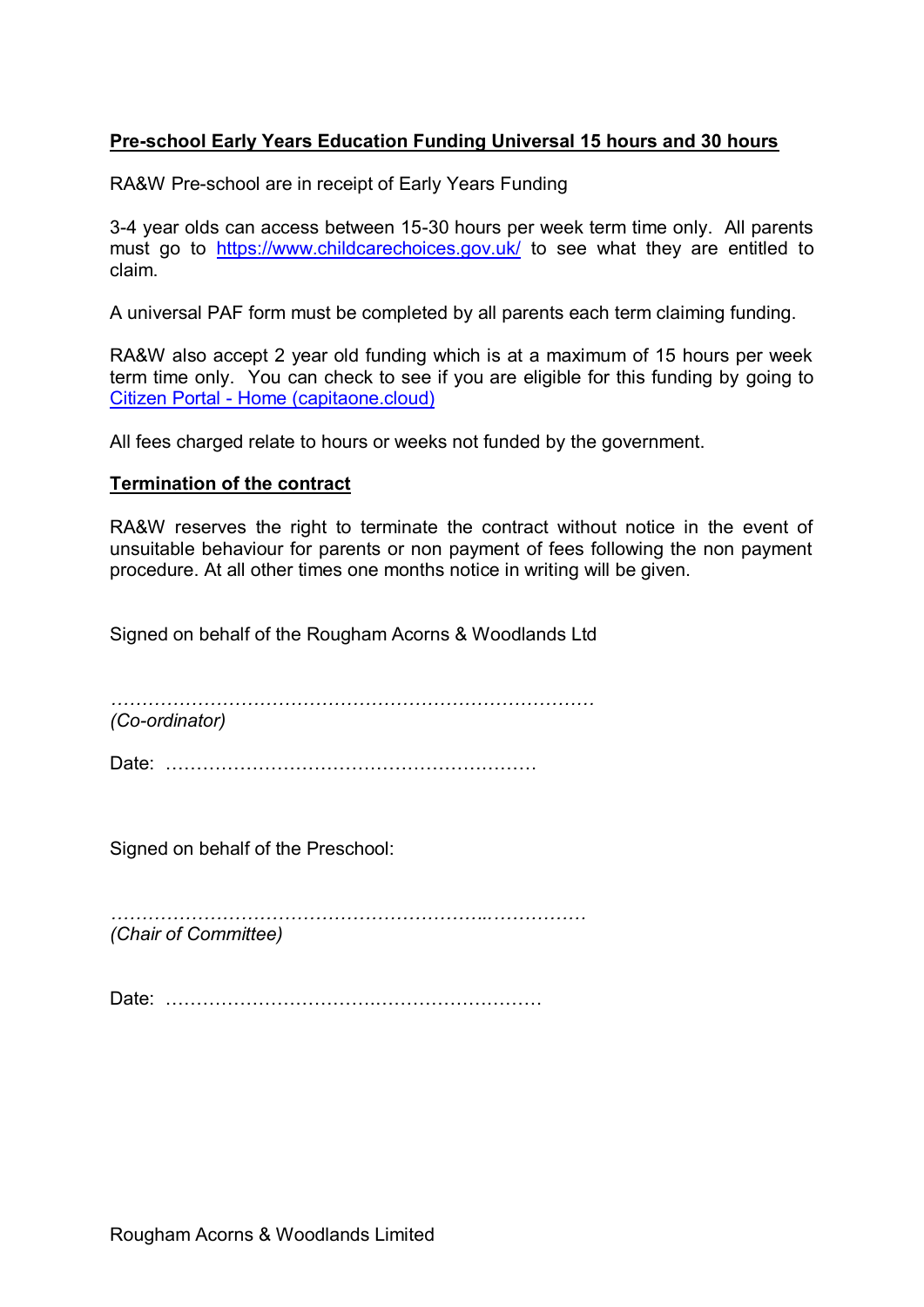**<u>Pre-school Early Years Education Funding Universal 15 hours and 30 hours</u>**

RA&W Pre-school are in receipt of Early Years Funding

3-4 year olds can access between 15-30 hours per week term time only. All parents must go to https://www.childcarechoices.gov.uk/ to see what they are entitled to claim.

A universal PAF form must be completed by all parents each term claiming funding.

RA&W also accept 2 year old funding which is at a maximum of 15 hours per week term time only. You can check to see if you are eligible for this funding by going to Citizen Portal - Home (capitaone.cloud)

All fees charged relate to hours or weeks not funded by the government.

**<u>Termination of the contract</u>**

RA&W reserves the right to terminate the contract without notice in the event of unsuitable behaviour for parents or non payment of fees following the non payment procedure. At all other times one months notice in writing will be given.

Signed on behalf of the Rougham Acorns & Woodlands Ltd

……………………………………………………………………
*(Co-ordinator)*

Date: ……………………………………………………

Signed on behalf of the Preschool:

……………………………………………………..……………
*(Chair of Committee)*

Date: ………………………….…………………………

Rougham Acorns & Woodlands Limited